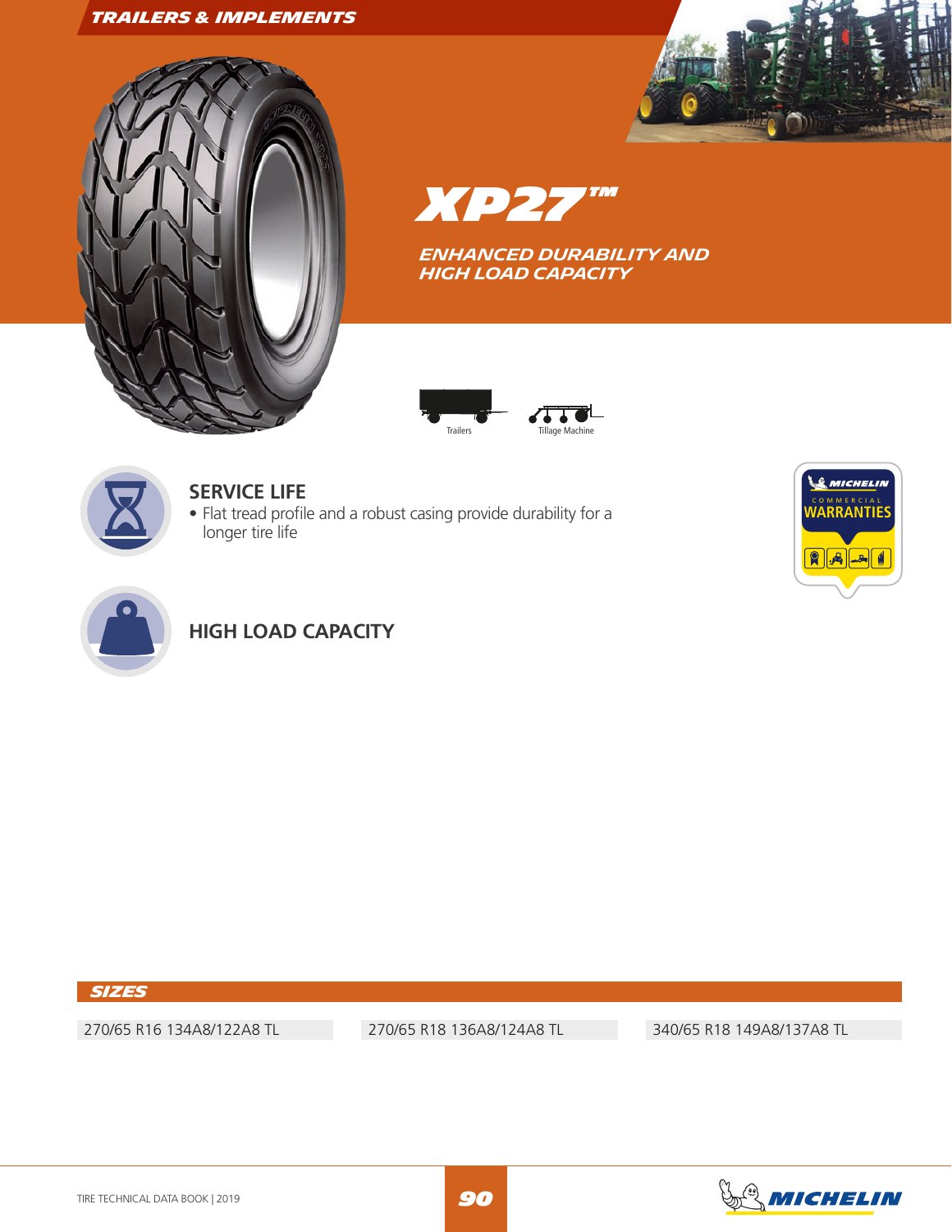TRAILERS & IMPLEMENTS

# XP27™

## ENHANCED DURABILITY AND HIGH LOAD CAPACITY

Trailers

Tillage Machine

### SERVICE LIFE

- Flat tread profile and a robust casing provide durability for a longer tire life

MICHELIN COMMERCIAL WARRANTIES

### HIGH LOAD CAPACITY

## SIZES

| | | |
|---|---|---|
| 270/65 R16 134A8/122A8 TL | 270/65 R18 136A8/124A8 TL | 340/65 R18 149A8/137A8 TL |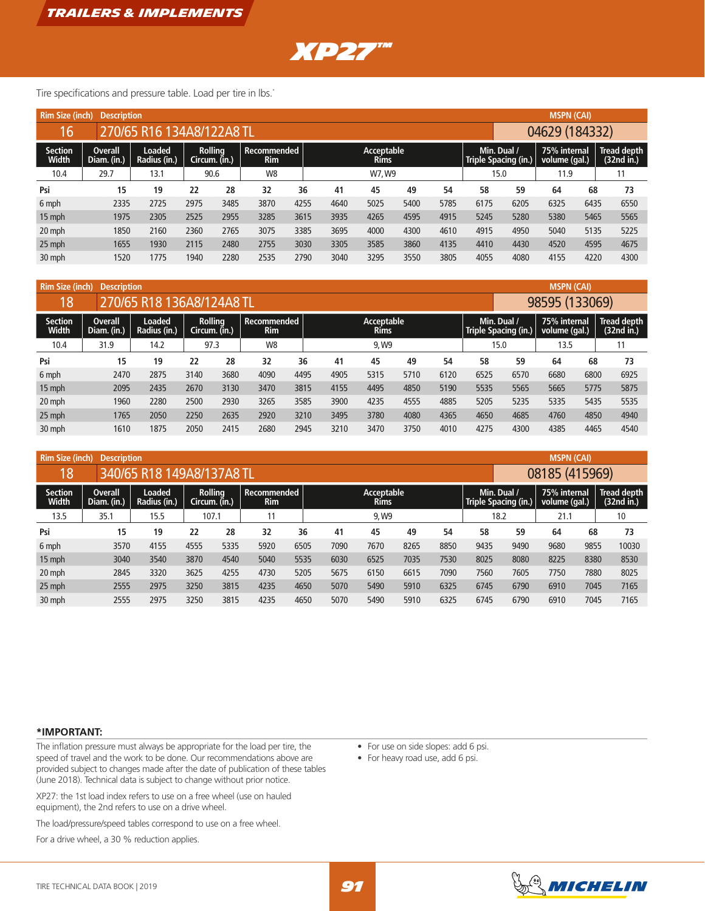# XP27™

Tire specifications and pressure table. Load per tire in lbs.*

| Rim Size (inch) | Description | MSPN (CAI) |
|---|---|---|
| 16 | 270/65 R16 134A8/122A8 TL | 04629 (184332) |

| Section Width | Overall Diam. (in.) | Loaded Radius (in.) | Rolling Circum. (in.) | Recommended Rim | Acceptable Rims | Min. Dual / Triple Spacing (in.) | 75% internal volume (gal.) | Tread depth (32nd in.) |
|---|---|---|---|---|---|---|---|---|
| 10.4 | 29.7 | 13.1 | 90.6 | W8 | W7, W9 | 15.0 | 11.9 | 11 |

| Psi | 15 | 19 | 22 | 28 | 32 | 36 | 41 | 45 | 49 | 54 | 58 | 59 | 64 | 68 | 73 |
|---|---|---|---|---|---|---|---|---|---|---|---|---|---|---|---|
| 6 mph | 2335 | 2725 | 2975 | 3485 | 3870 | 4255 | 4640 | 5025 | 5400 | 5785 | 6175 | 6205 | 6325 | 6435 | 6550 |
| 15 mph | 1975 | 2305 | 2525 | 2955 | 3285 | 3615 | 3935 | 4265 | 4595 | 4915 | 5245 | 5280 | 5380 | 5465 | 5565 |
| 20 mph | 1850 | 2160 | 2360 | 2765 | 3075 | 3385 | 3695 | 4000 | 4300 | 4610 | 4915 | 4950 | 5040 | 5135 | 5225 |
| 25 mph | 1655 | 1930 | 2115 | 2480 | 2755 | 3030 | 3305 | 3585 | 3860 | 4135 | 4410 | 4430 | 4520 | 4595 | 4675 |
| 30 mph | 1520 | 1775 | 1940 | 2280 | 2535 | 2790 | 3040 | 3295 | 3550 | 3805 | 4055 | 4080 | 4155 | 4220 | 4300 |

| Rim Size (inch) | Description | MSPN (CAI) |
|---|---|---|
| 18 | 270/65 R18 136A8/124A8 TL | 98595 (133069) |

| Section Width | Overall Diam. (in.) | Loaded Radius (in.) | Rolling Circum. (in.) | Recommended Rim | Acceptable Rims | Min. Dual / Triple Spacing (in.) | 75% internal volume (gal.) | Tread depth (32nd in.) |
|---|---|---|---|---|---|---|---|---|
| 10.4 | 31.9 | 14.2 | 97.3 | W8 | 9, W9 | 15.0 | 13.5 | 11 |

| Psi | 15 | 19 | 22 | 28 | 32 | 36 | 41 | 45 | 49 | 54 | 58 | 59 | 64 | 68 | 73 |
|---|---|---|---|---|---|---|---|---|---|---|---|---|---|---|---|
| 6 mph | 2470 | 2875 | 3140 | 3680 | 4090 | 4495 | 4905 | 5315 | 5710 | 6120 | 6525 | 6570 | 6680 | 6800 | 6925 |
| 15 mph | 2095 | 2435 | 2670 | 3130 | 3470 | 3815 | 4155 | 4495 | 4850 | 5190 | 5535 | 5565 | 5665 | 5775 | 5875 |
| 20 mph | 1960 | 2280 | 2500 | 2930 | 3265 | 3585 | 3900 | 4235 | 4555 | 4885 | 5205 | 5235 | 5335 | 5435 | 5535 |
| 25 mph | 1765 | 2050 | 2250 | 2635 | 2920 | 3210 | 3495 | 3780 | 4080 | 4365 | 4650 | 4685 | 4760 | 4850 | 4940 |
| 30 mph | 1610 | 1875 | 2050 | 2415 | 2680 | 2945 | 3210 | 3470 | 3750 | 4010 | 4275 | 4300 | 4385 | 4465 | 4540 |

| Rim Size (inch) | Description | MSPN (CAI) |
|---|---|---|
| 18 | 340/65 R18 149A8/137A8 TL | 08185 (415969) |

| Section Width | Overall Diam. (in.) | Loaded Radius (in.) | Rolling Circum. (in.) | Recommended Rim | Acceptable Rims | Min. Dual / Triple Spacing (in.) | 75% internal volume (gal.) | Tread depth (32nd in.) |
|---|---|---|---|---|---|---|---|---|
| 13.5 | 35.1 | 15.5 | 107.1 | 11 | 9, W9 | 18.2 | 21.1 | 10 |

| Psi | 15 | 19 | 22 | 28 | 32 | 36 | 41 | 45 | 49 | 54 | 58 | 59 | 64 | 68 | 73 |
|---|---|---|---|---|---|---|---|---|---|---|---|---|---|---|---|
| 6 mph | 3570 | 4155 | 4555 | 5335 | 5920 | 6505 | 7090 | 7670 | 8265 | 8850 | 9435 | 9490 | 9680 | 9855 | 10030 |
| 15 mph | 3040 | 3540 | 3870 | 4540 | 5040 | 5535 | 6030 | 6525 | 7035 | 7530 | 8025 | 8080 | 8225 | 8380 | 8530 |
| 20 mph | 2845 | 3320 | 3625 | 4255 | 4730 | 5205 | 5675 | 6150 | 6615 | 7090 | 7560 | 7605 | 7750 | 7880 | 8025 |
| 25 mph | 2555 | 2975 | 3250 | 3815 | 4235 | 4650 | 5070 | 5490 | 5910 | 6325 | 6745 | 6790 | 6910 | 7045 | 7165 |
| 30 mph | 2555 | 2975 | 3250 | 3815 | 4235 | 4650 | 5070 | 5490 | 5910 | 6325 | 6745 | 6790 | 6910 | 7045 | 7165 |

**\*IMPORTANT:**

The inflation pressure must always be appropriate for the load per tire, the speed of travel and the work to be done. Our recommendations above are provided subject to changes made after the date of publication of these tables (June 2018). Technical data is subject to change without prior notice.

XP27: the 1st load index refers to use on a free wheel (use on hauled equipment), the 2nd refers to use on a drive wheel.

The load/pressure/speed tables correspond to use on a free wheel.

For a drive wheel, a 30 % reduction applies.

- For use on side slopes: add 6 psi.
- For heavy road use, add 6 psi.